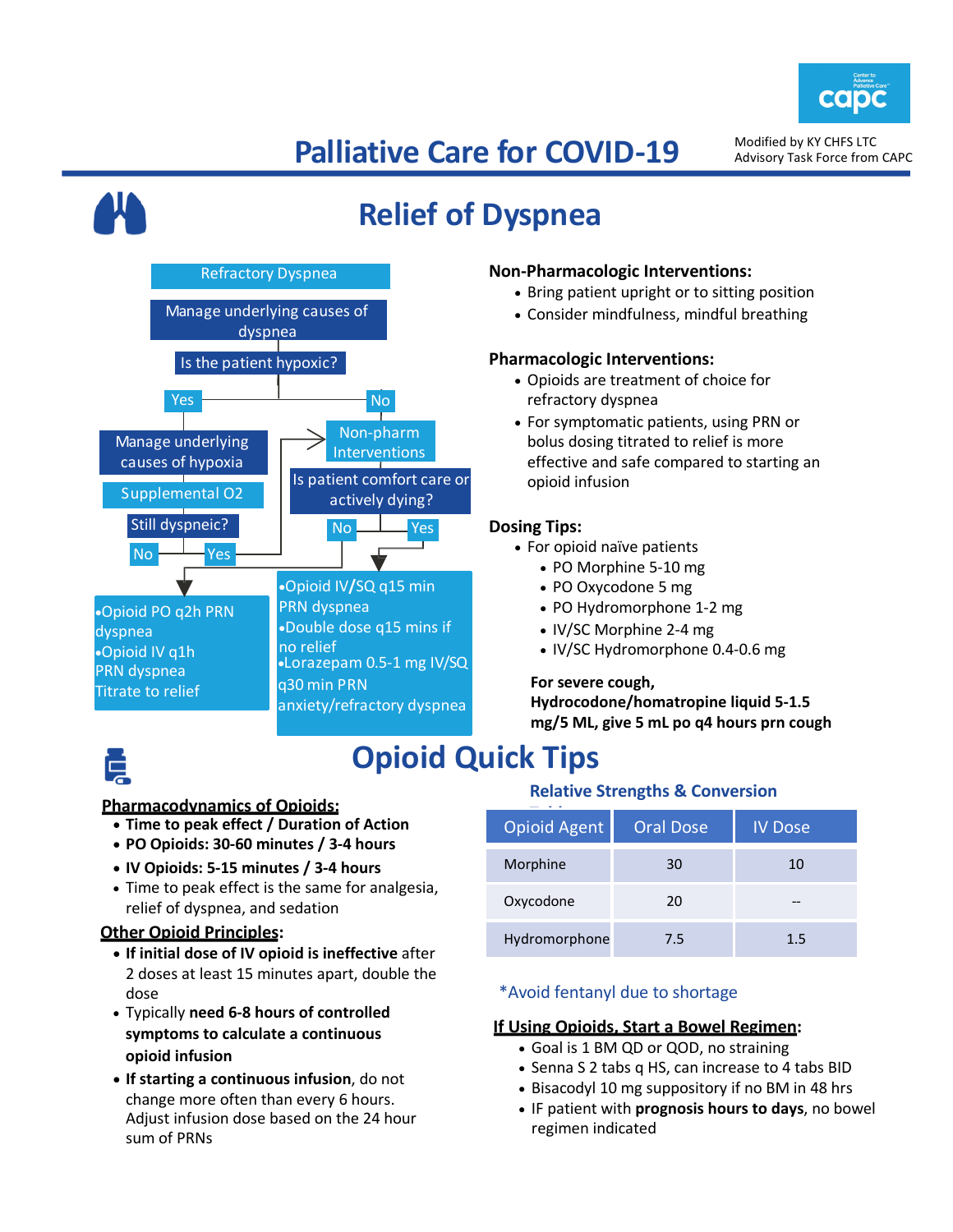# Palliative Care for COVID-19

Modified by KY CHFS LTC Advisory Task Force from CAPC

## Relief of Dyspnea

**Refractory Dyspnea**

Manage underlying causes of dyspnea

Is the patient hypoxic?

- **Yes:**
  - Manage underlying causes of hypoxia
  - Supplemental O2
  - Still dyspneic?
    - **No:**
      - •Opioid PO q2h PRN dyspnea
      - •Opioid IV q1h PRN dyspnea
      - Titrate to relief
    - **Yes:** → Non-pharm Interventions
- **No:**
  - Non-pharm Interventions
  - Is patient comfort care or actively dying?
    - **No:**
      - •Opioid PO q2h PRN dyspnea
      - •Opioid IV q1h PRN dyspnea
      - Titrate to relief
    - **Yes:**
      - •Opioid IV/SQ q15 min PRN dyspnea
      - •Double dose q15 mins if no relief
      - •Lorazepam 0.5-1 mg IV/SQ q30 min PRN anxiety/refractory dyspnea

### Non-Pharmacologic Interventions:

- Bring patient upright or to sitting position
- Consider mindfulness, mindful breathing

### Pharmacologic Interventions:

- Opioids are treatment of choice for refractory dyspnea
- For symptomatic patients, using PRN or bolus dosing titrated to relief is more effective and safe compared to starting an opioid infusion

### Dosing Tips:

- For opioid naïve patients
  - PO Morphine 5-10 mg
  - PO Oxycodone 5 mg
  - PO Hydromorphone 1-2 mg
  - IV/SC Morphine 2-4 mg
  - IV/SC Hydromorphone 0.4-0.6 mg

**For severe cough, Hydrocodone/homatropine liquid 5-1.5 mg/5 ML, give 5 mL po q4 hours prn cough**

## Opioid Quick Tips

**Pharmacodynamics of Opioids:**

- **Time to peak effect / Duration of Action**
- **PO Opioids: 30-60 minutes / 3-4 hours**
- **IV Opioids: 5-15 minutes / 3-4 hours**
- Time to peak effect is the same for analgesia, relief of dyspnea, and sedation

**Other Opioid Principles:**

- **If initial dose of IV opioid is ineffective** after 2 doses at least 15 minutes apart, double the dose
- Typically **need 6-8 hours of controlled symptoms to calculate a continuous opioid infusion**
- **If starting a continuous infusion**, do not change more often than every 6 hours. Adjust infusion dose based on the 24 hour sum of PRNs

### Relative Strengths & Conversion Table

| Opioid Agent | Oral Dose | IV Dose |
|---|---|---|
| Morphine | 30 | 10 |
| Oxycodone | 20 | -- |
| Hydromorphone | 7.5 | 1.5 |

*Avoid fentanyl due to shortage

**If Using Opioids, Start a Bowel Regimen:**

- Goal is 1 BM QD or QOD, no straining
- Senna S 2 tabs q HS, can increase to 4 tabs BID
- Bisacodyl 10 mg suppository if no BM in 48 hrs
- IF patient with **prognosis hours to days**, no bowel regimen indicated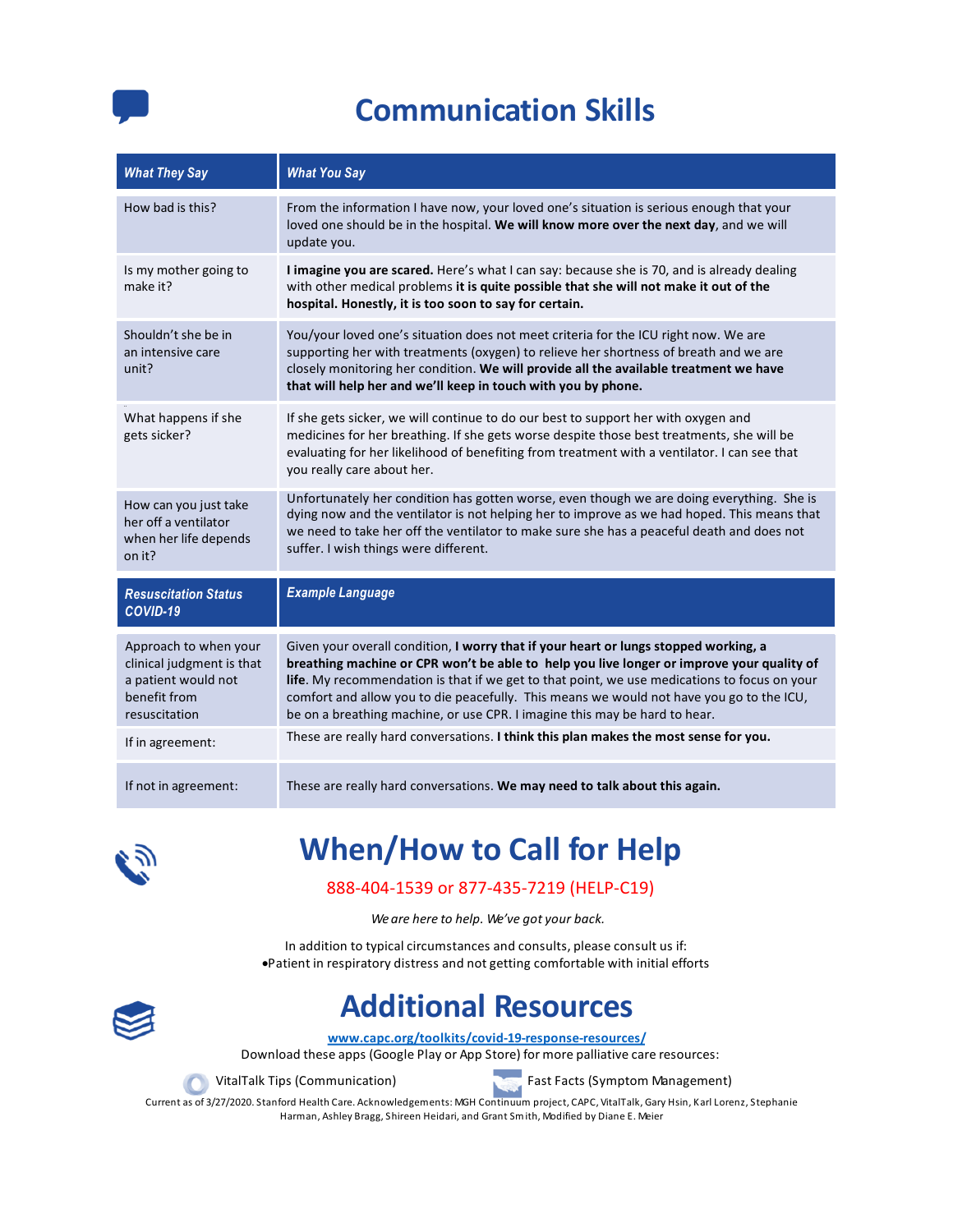# Communication Skills

| *What They Say* | *What You Say* |
|---|---|
| How bad is this? | From the information I have now, your loved one's situation is serious enough that your loved one should be in the hospital. **We will know more over the next day**, and we will update you. |
| Is my mother going to make it? | **I imagine you are scared.** Here's what I can say: because she is 70, and is already dealing with other medical problems **it is quite possible that she will not make it out of the hospital. Honestly, it is too soon to say for certain.** |
| Shouldn't she be in an intensive care unit? | You/your loved one's situation does not meet criteria for the ICU right now. We are supporting her with treatments (oxygen) to relieve her shortness of breath and we are closely monitoring her condition. **We will provide all the available treatment we have that will help her and we'll keep in touch with you by phone.** |
| What happens if she gets sicker? | If she gets sicker, we will continue to do our best to support her with oxygen and medicines for her breathing. If she gets worse despite those best treatments, she will be evaluating for her likelihood of benefiting from treatment with a ventilator. I can see that you really care about her. |
| How can you just take her off a ventilator when her life depends on it? | Unfortunately her condition has gotten worse, even though we are doing everything. She is dying now and the ventilator is not helping her to improve as we had hoped. This means that we need to take her off the ventilator to make sure she has a peaceful death and does not suffer. I wish things were different. |

| *Resuscitation Status COVID-19* | *Example Language* |
|---|---|
| Approach to when your clinical judgment is that a patient would not benefit from resuscitation | Given your overall condition, **I worry that if your heart or lungs stopped working, a breathing machine or CPR won't be able to help you live longer or improve your quality of life**. My recommendation is that if we get to that point, we use medications to focus on your comfort and allow you to die peacefully. This means we would not have you go to the ICU, be on a breathing machine, or use CPR. I imagine this may be hard to hear. |
| If in agreement: | These are really hard conversations. **I think this plan makes the most sense for you.** |
| If not in agreement: | These are really hard conversations. **We may need to talk about this again.** |

# When/How to Call for Help

888-404-1539 or 877-435-7219 (HELP-C19)

*We are here to help. We've got your back.*

In addition to typical circumstances and consults, please consult us if:

- Patient in respiratory distress and not getting comfortable with initial efforts

# Additional Resources

[www.capc.org/toolkits/covid-19-response-resources/](www.capc.org/toolkits/covid-19-response-resources/)

Download these apps (Google Play or App Store) for more palliative care resources:

VitalTalk Tips (Communication) Fast Facts (Symptom Management)

Current as of 3/27/2020. Stanford Health Care. Acknowledgements: MGH Continuum project, CAPC, VitalTalk, Gary Hsin, Karl Lorenz, Stephanie Harman, Ashley Bragg, Shireen Heidari, and Grant Smith, Modified by Diane E. Meier